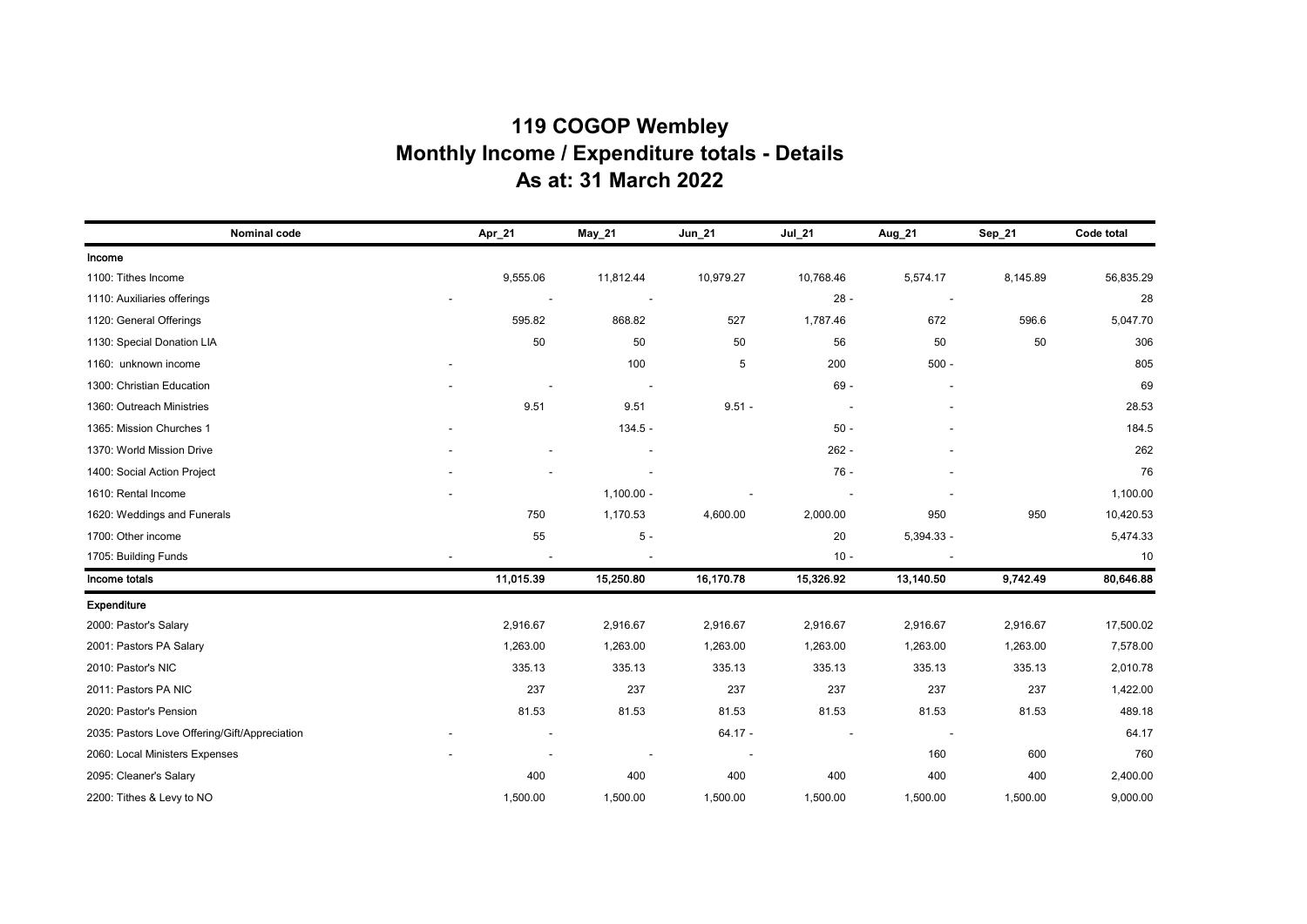# 119 COGOP Wembley
## Monthly Income / Expenditure totals - Details
### As at: 31 March 2022

| Nominal code | Apr_21 | May_21 | Jun_21 | Jul_21 | Aug_21 | Sep_21 | Code total |
|---|---|---|---|---|---|---|---|
| **Income** | | | | | | | |
| 1100: Tithes Income | 9,555.06 | 11,812.44 | 10,979.27 | 10,768.46 | 5,574.17 | 8,145.89 | 56,835.29 |
| 1110: Auxiliaries offerings | - | - | | 28 - | - | | 28 |
| 1120: General Offerings | 595.82 | 868.82 | 527 | 1,787.46 | 672 | 596.6 | 5,047.70 |
| 1130: Special Donation LIA | 50 | 50 | 50 | 56 | 50 | 50 | 306 |
| 1160: unknown income | - | 100 | 5 | 200 | 500 - | | 805 |
| 1300: Christian Education | - | - | | 69 - | - | | 69 |
| 1360: Outreach Ministries | 9.51 | 9.51 | 9.51 - | - | - | | 28.53 |
| 1365: Mission Churches 1 | - | 134.5 - | | 50 - | - | | 184.5 |
| 1370: World Mission Drive | - | - | | 262 - | - | | 262 |
| 1400: Social Action Project | - | - | | 76 - | - | | 76 |
| 1610: Rental Income | - | 1,100.00 - | - | - | - | | 1,100.00 |
| 1620: Weddings and Funerals | 750 | 1,170.53 | 4,600.00 | 2,000.00 | 950 | 950 | 10,420.53 |
| 1700: Other income | 55 | 5 - | | 20 | 5,394.33 - | | 5,474.33 |
| 1705: Building Funds | - | - | | 10 - | - | | 10 |
| **Income totals** | **11,015.39** | **15,250.80** | **16,170.78** | **15,326.92** | **13,140.50** | **9,742.49** | **80,646.88** |
| **Expenditure** | | | | | | | |
| 2000: Pastor's Salary | 2,916.67 | 2,916.67 | 2,916.67 | 2,916.67 | 2,916.67 | 2,916.67 | 17,500.02 |
| 2001: Pastors PA Salary | 1,263.00 | 1,263.00 | 1,263.00 | 1,263.00 | 1,263.00 | 1,263.00 | 7,578.00 |
| 2010: Pastor's NIC | 335.13 | 335.13 | 335.13 | 335.13 | 335.13 | 335.13 | 2,010.78 |
| 2011: Pastors PA NIC | 237 | 237 | 237 | 237 | 237 | 237 | 1,422.00 |
| 2020: Pastor's Pension | 81.53 | 81.53 | 81.53 | 81.53 | 81.53 | 81.53 | 489.18 |
| 2035: Pastors Love Offering/Gift/Appreciation | - | - | 64.17 - | - | - | | 64.17 |
| 2060: Local Ministers Expenses | - | - | - | - | 160 | 600 | 760 |
| 2095: Cleaner's Salary | 400 | 400 | 400 | 400 | 400 | 400 | 2,400.00 |
| 2200: Tithes & Levy to NO | 1,500.00 | 1,500.00 | 1,500.00 | 1,500.00 | 1,500.00 | 1,500.00 | 9,000.00 |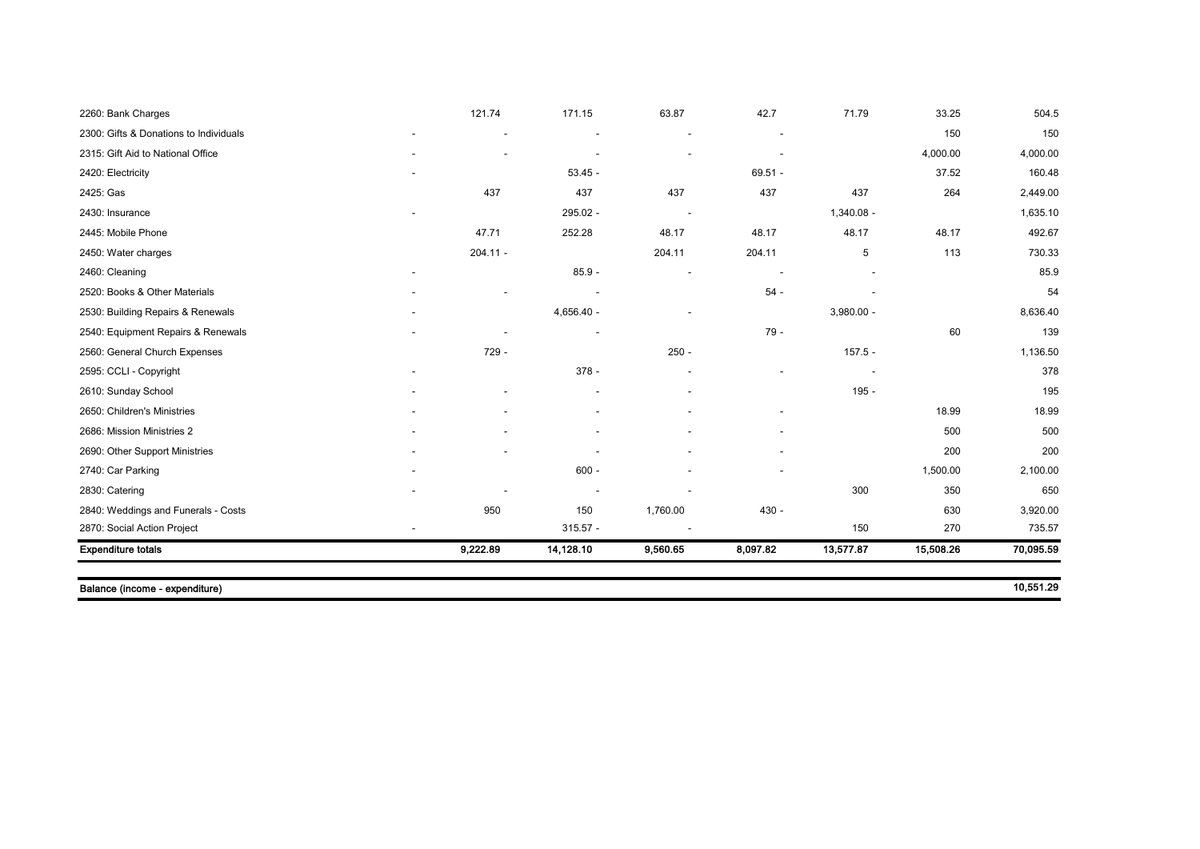| | | | | | | | | |
|---|---|---|---|---|---|---|---|---|
| 2260: Bank Charges | | 121.74 | 171.15 | 63.87 | 42.7 | 71.79 | 33.25 | 504.5 |
| 2300: Gifts & Donations to Individuals | - | - | - | - | - | | 150 | 150 |
| 2315: Gift Aid to National Office | - | - | - | - | - | | 4,000.00 | 4,000.00 |
| 2420: Electricity | - | | 53.45 - | | 69.51 - | | 37.52 | 160.48 |
| 2425: Gas | | 437 | 437 | 437 | 437 | 437 | 264 | 2,449.00 |
| 2430: Insurance | - | | 295.02 - | - | | 1,340.08 - | | 1,635.10 |
| 2445: Mobile Phone | | 47.71 | 252.28 | 48.17 | 48.17 | 48.17 | 48.17 | 492.67 |
| 2450: Water charges | | 204.11 - | | 204.11 | 204.11 | 5 | 113 | 730.33 |
| 2460: Cleaning | - | | 85.9 - | - | - | - | | 85.9 |
| 2520: Books & Other Materials | - | - | - | | 54 - | - | | 54 |
| 2530: Building Repairs & Renewals | - | | 4,656.40 - | - | | 3,980.00 - | | 8,636.40 |
| 2540: Equipment Repairs & Renewals | - | - | - | | 79 - | | 60 | 139 |
| 2560: General Church Expenses | | 729 - | | 250 - | | 157.5 - | | 1,136.50 |
| 2595: CCLI - Copyright | - | | 378 - | - | - | - | | 378 |
| 2610: Sunday School | - | - | - | - | | 195 - | | 195 |
| 2650: Children's Ministries | - | - | - | - | - | | 18.99 | 18.99 |
| 2686: Mission Ministries 2 | - | - | - | - | - | | 500 | 500 |
| 2690: Other Support Ministries | - | - | - | - | - | | 200 | 200 |
| 2740: Car Parking | - | | 600 - | - | - | | 1,500.00 | 2,100.00 |
| 2830: Catering | - | - | - | - | | 300 | 350 | 650 |
| 2840: Weddings and Funerals - Costs | | 950 | 150 | 1,760.00 | 430 - | | 630 | 3,920.00 |
| 2870: Social Action Project | - | | 315.57 - | - | | 150 | 270 | 735.57 |
| **Expenditure totals** | | **9,222.89** | **14,128.10** | **9,560.65** | **8,097.82** | **13,577.87** | **15,508.26** | **70,095.59** |
| **Balance (income - expenditure)** | | | | | | | | **10,551.29** |